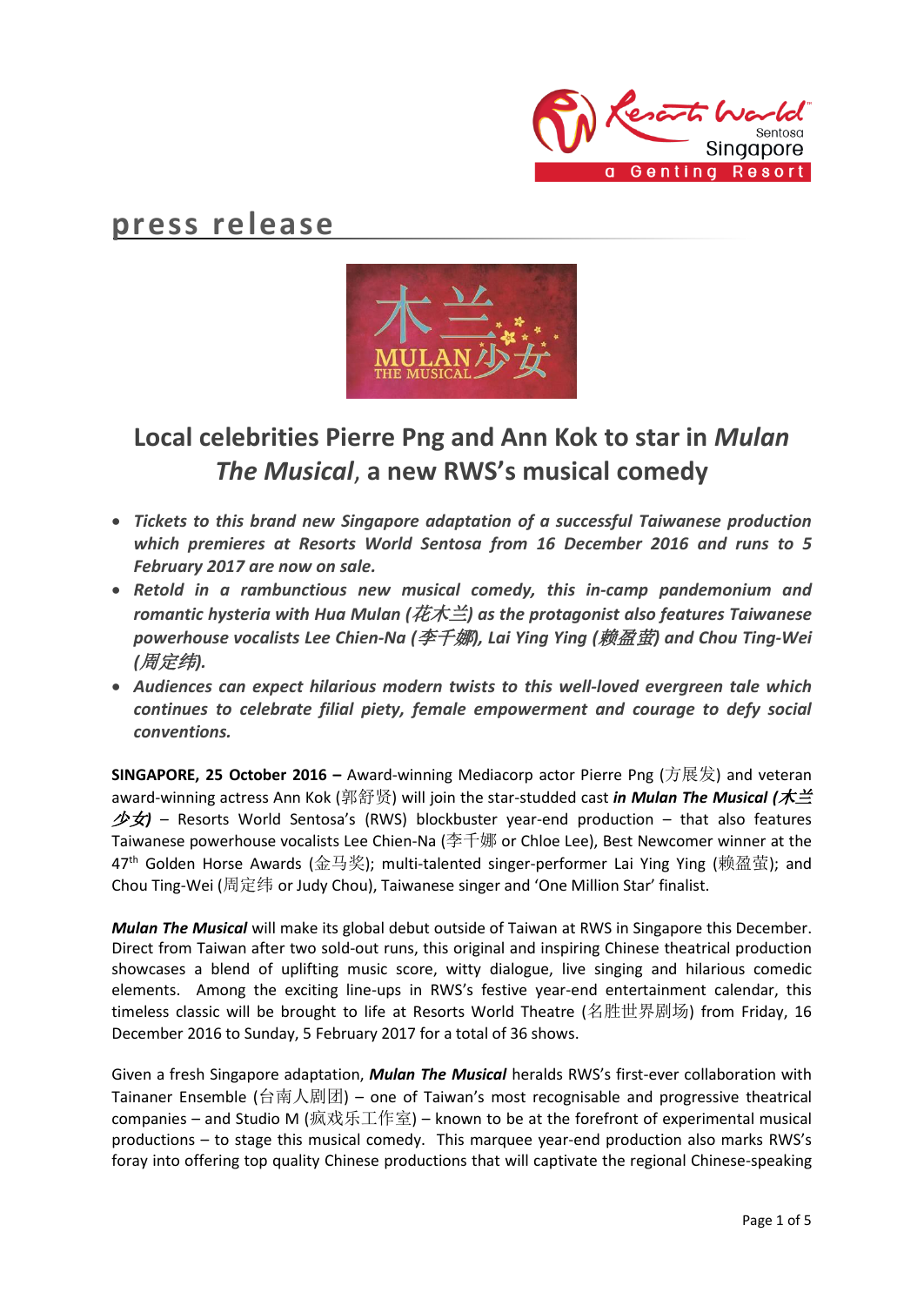# press release

## Local celebrities Pierre Png and Ann Kok to star in *Mulan The Musical*, a new RWS's musical comedy

- ***Tickets to this brand new Singapore adaptation of a successful Taiwanese production which premieres at Resorts World Sentosa from 16 December 2016 and runs to 5 February 2017 are now on sale.***
- ***Retold in a rambunctious new musical comedy, this in-camp pandemonium and romantic hysteria with Hua Mulan (花木兰) as the protagonist also features Taiwanese powerhouse vocalists Lee Chien-Na (李千娜), Lai Ying Ying (赖盈萤) and Chou Ting-Wei (周定纬).***
- ***Audiences can expect hilarious modern twists to this well-loved evergreen tale which continues to celebrate filial piety, female empowerment and courage to defy social conventions.***

**SINGAPORE, 25 October 2016 –** Award-winning Mediacorp actor Pierre Png (方展发) and veteran award-winning actress Ann Kok (郭舒贤) will join the star-studded cast ***in Mulan The Musical (木兰少女)*** – Resorts World Sentosa's (RWS) blockbuster year-end production – that also features Taiwanese powerhouse vocalists Lee Chien-Na (李千娜 or Chloe Lee), Best Newcomer winner at the 47th Golden Horse Awards (金马奖); multi-talented singer-performer Lai Ying Ying (赖盈萤); and Chou Ting-Wei (周定纬 or Judy Chou), Taiwanese singer and 'One Million Star' finalist.

***Mulan The Musical*** will make its global debut outside of Taiwan at RWS in Singapore this December. Direct from Taiwan after two sold-out runs, this original and inspiring Chinese theatrical production showcases a blend of uplifting music score, witty dialogue, live singing and hilarious comedic elements. Among the exciting line-ups in RWS's festive year-end entertainment calendar, this timeless classic will be brought to life at Resorts World Theatre (名胜世界剧场) from Friday, 16 December 2016 to Sunday, 5 February 2017 for a total of 36 shows.

Given a fresh Singapore adaptation, ***Mulan The Musical*** heralds RWS's first-ever collaboration with Tainaner Ensemble (台南人剧团) – one of Taiwan's most recognisable and progressive theatrical companies – and Studio M (疯戏乐工作室) – known to be at the forefront of experimental musical productions – to stage this musical comedy. This marquee year-end production also marks RWS's foray into offering top quality Chinese productions that will captivate the regional Chinese-speaking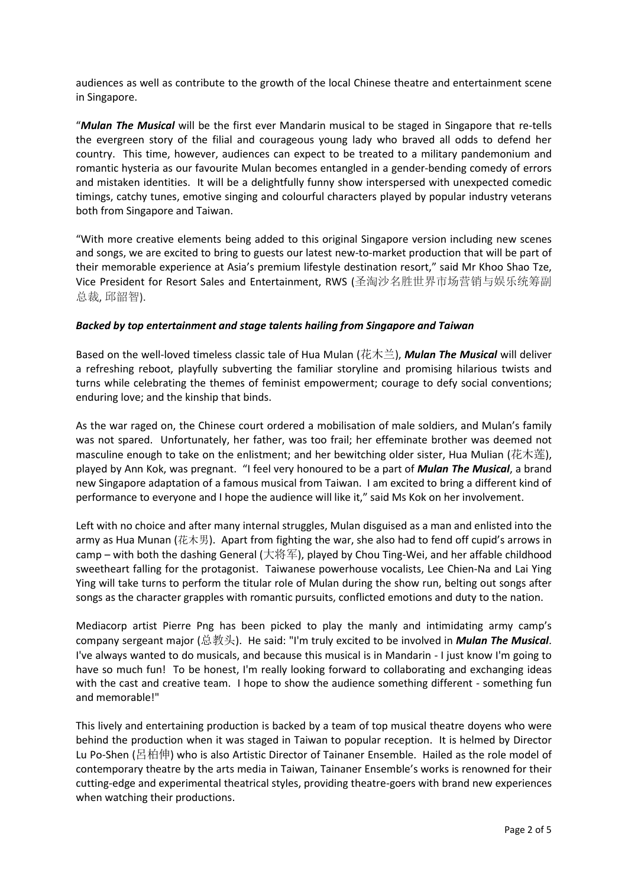audiences as well as contribute to the growth of the local Chinese theatre and entertainment scene in Singapore.

"***Mulan The Musical*** will be the first ever Mandarin musical to be staged in Singapore that re-tells the evergreen story of the filial and courageous young lady who braved all odds to defend her country. This time, however, audiences can expect to be treated to a military pandemonium and romantic hysteria as our favourite Mulan becomes entangled in a gender-bending comedy of errors and mistaken identities. It will be a delightfully funny show interspersed with unexpected comedic timings, catchy tunes, emotive singing and colourful characters played by popular industry veterans both from Singapore and Taiwan.

"With more creative elements being added to this original Singapore version including new scenes and songs, we are excited to bring to guests our latest new-to-market production that will be part of their memorable experience at Asia's premium lifestyle destination resort," said Mr Khoo Shao Tze, Vice President for Resort Sales and Entertainment, RWS (圣淘沙名胜世界市场营销与娱乐统筹副总裁, 邱韶智).

***Backed by top entertainment and stage talents hailing from Singapore and Taiwan***

Based on the well-loved timeless classic tale of Hua Mulan (花木兰), ***Mulan The Musical*** will deliver a refreshing reboot, playfully subverting the familiar storyline and promising hilarious twists and turns while celebrating the themes of feminist empowerment; courage to defy social conventions; enduring love; and the kinship that binds.

As the war raged on, the Chinese court ordered a mobilisation of male soldiers, and Mulan's family was not spared. Unfortunately, her father, was too frail; her effeminate brother was deemed not masculine enough to take on the enlistment; and her bewitching older sister, Hua Mulian (花木莲), played by Ann Kok, was pregnant. "I feel very honoured to be a part of ***Mulan The Musical***, a brand new Singapore adaptation of a famous musical from Taiwan. I am excited to bring a different kind of performance to everyone and I hope the audience will like it," said Ms Kok on her involvement.

Left with no choice and after many internal struggles, Mulan disguised as a man and enlisted into the army as Hua Munan (花木男). Apart from fighting the war, she also had to fend off cupid's arrows in camp – with both the dashing General (大将军), played by Chou Ting-Wei, and her affable childhood sweetheart falling for the protagonist. Taiwanese powerhouse vocalists, Lee Chien-Na and Lai Ying Ying will take turns to perform the titular role of Mulan during the show run, belting out songs after songs as the character grapples with romantic pursuits, conflicted emotions and duty to the nation.

Mediacorp artist Pierre Png has been picked to play the manly and intimidating army camp's company sergeant major (总教头). He said: "I'm truly excited to be involved in ***Mulan The Musical***. I've always wanted to do musicals, and because this musical is in Mandarin - I just know I'm going to have so much fun! To be honest, I'm really looking forward to collaborating and exchanging ideas with the cast and creative team. I hope to show the audience something different - something fun and memorable!"

This lively and entertaining production is backed by a team of top musical theatre doyens who were behind the production when it was staged in Taiwan to popular reception. It is helmed by Director Lu Po-Shen (吕柏伸) who is also Artistic Director of Tainaner Ensemble. Hailed as the role model of contemporary theatre by the arts media in Taiwan, Tainaner Ensemble's works is renowned for their cutting-edge and experimental theatrical styles, providing theatre-goers with brand new experiences when watching their productions.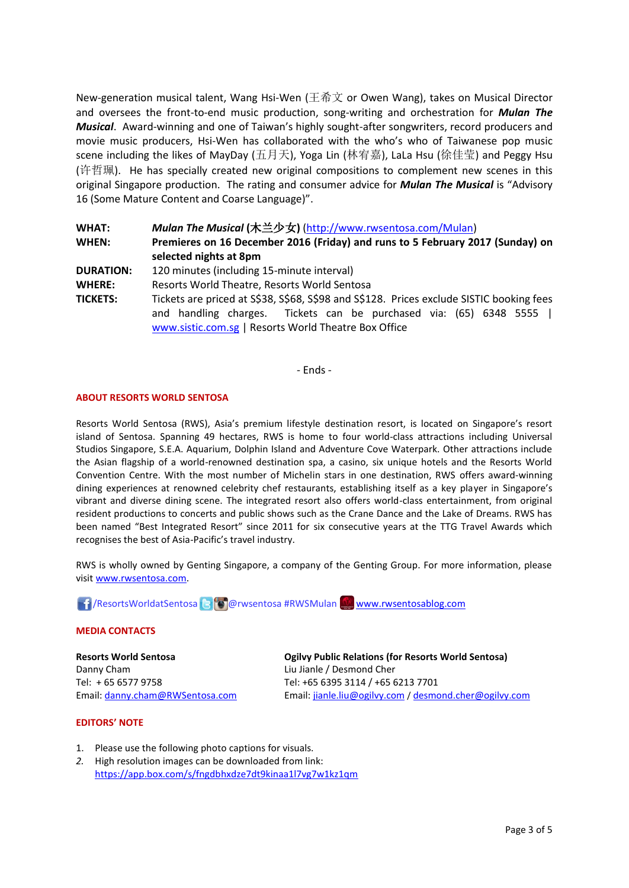New-generation musical talent, Wang Hsi-Wen (王希文 or Owen Wang), takes on Musical Director and oversees the front-to-end music production, song-writing and orchestration for ***Mulan The Musical***. Award-winning and one of Taiwan's highly sought-after songwriters, record producers and movie music producers, Hsi-Wen has collaborated with the who's who of Taiwanese pop music scene including the likes of MayDay (五月天), Yoga Lin (林宥嘉), LaLa Hsu (徐佳莹) and Peggy Hsu (许哲珮). He has specially created new original compositions to complement new scenes in this original Singapore production. The rating and consumer advice for ***Mulan The Musical*** is "Advisory 16 (Some Mature Content and Coarse Language)".

| | |
|---|---|
| **WHAT:** | ***Mulan The Musical* (木兰少女)** (http://www.rwsentosa.com/Mulan) |
| **WHEN:** | **Premieres on 16 December 2016 (Friday) and runs to 5 February 2017 (Sunday) on selected nights at 8pm** |
| **DURATION:** | 120 minutes (including 15-minute interval) |
| **WHERE:** | Resorts World Theatre, Resorts World Sentosa |
| **TICKETS:** | Tickets are priced at S$38, S$68, S$98 and S$128. Prices exclude SISTIC booking fees and handling charges. Tickets can be purchased via: (65) 6348 5555 \| www.sistic.com.sg \| Resorts World Theatre Box Office |

- Ends -

## ABOUT RESORTS WORLD SENTOSA

Resorts World Sentosa (RWS), Asia's premium lifestyle destination resort, is located on Singapore's resort island of Sentosa. Spanning 49 hectares, RWS is home to four world-class attractions including Universal Studios Singapore, S.E.A. Aquarium, Dolphin Island and Adventure Cove Waterpark. Other attractions include the Asian flagship of a world-renowned destination spa, a casino, six unique hotels and the Resorts World Convention Centre. With the most number of Michelin stars in one destination, RWS offers award-winning dining experiences at renowned celebrity chef restaurants, establishing itself as a key player in Singapore's vibrant and diverse dining scene. The integrated resort also offers world-class entertainment, from original resident productions to concerts and public shows such as the Crane Dance and the Lake of Dreams. RWS has been named "Best Integrated Resort" since 2011 for six consecutive years at the TTG Travel Awards which recognises the best of Asia-Pacific's travel industry.

RWS is wholly owned by Genting Singapore, a company of the Genting Group. For more information, please visit www.rwsentosa.com.

/ResortsWorldatSentosa @rwsentosa #RWSMulan www.rwsentosablog.com

## MEDIA CONTACTS

**Resorts World Sentosa**
Danny Cham
Tel: + 65 6577 9758
Email: danny.cham@RWSentosa.com

**Ogilvy Public Relations (for Resorts World Sentosa)**
Liu Jianle / Desmond Cher
Tel: +65 6395 3114 / +65 6213 7701
Email: jianle.liu@ogilvy.com / desmond.cher@ogilvy.com

## EDITORS' NOTE

1. Please use the following photo captions for visuals.
2. High resolution images can be downloaded from link: https://app.box.com/s/fngdbhxdze7dt9kinaa1l7vg7w1kz1qm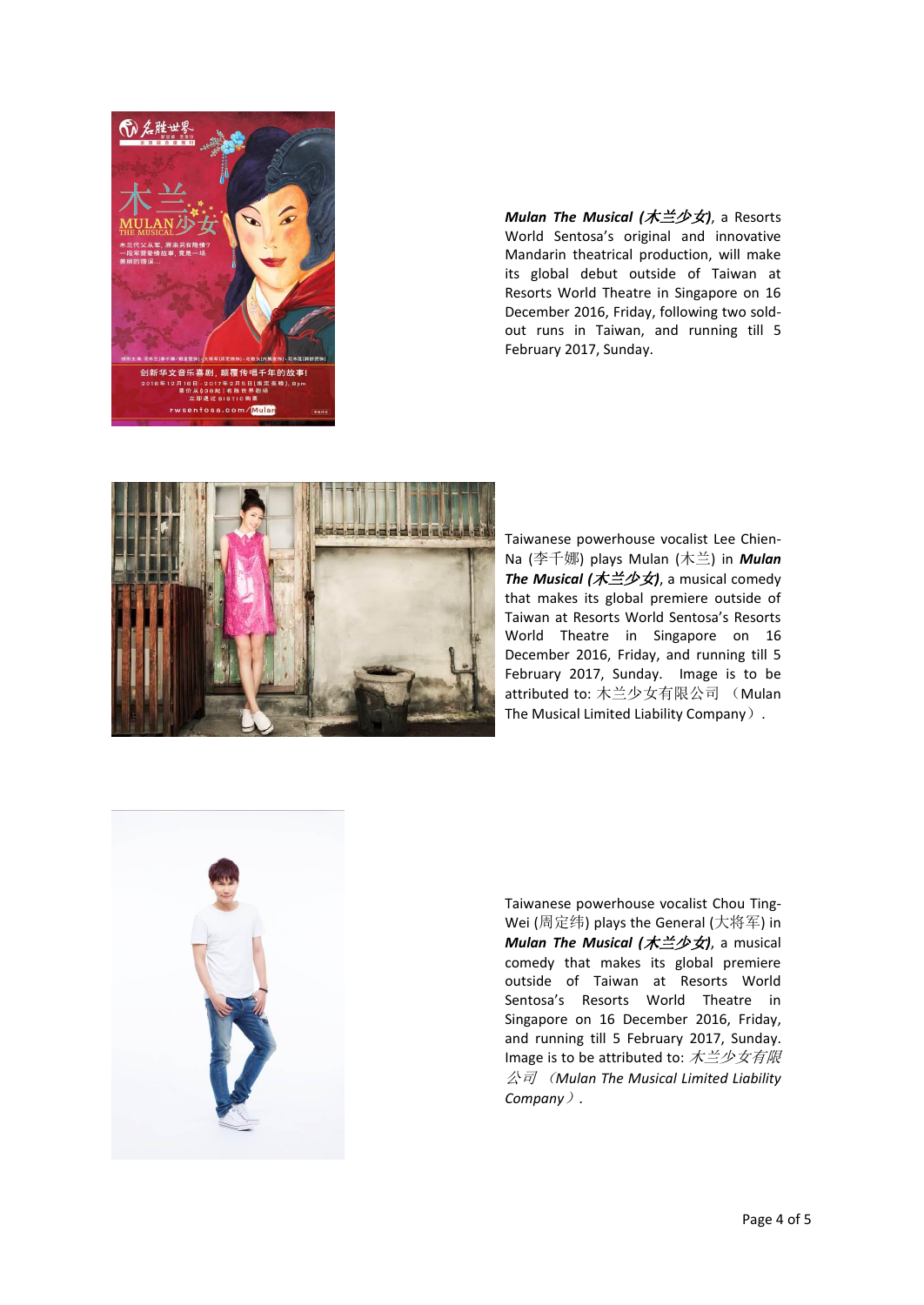***Mulan The Musical (木兰少女)***, a Resorts World Sentosa's original and innovative Mandarin theatrical production, will make its global debut outside of Taiwan at Resorts World Theatre in Singapore on 16 December 2016, Friday, following two sold-out runs in Taiwan, and running till 5 February 2017, Sunday.

Taiwanese powerhouse vocalist Lee Chien-Na (李千娜) plays Mulan (木兰) in ***Mulan The Musical (木兰少女)***, a musical comedy that makes its global premiere outside of Taiwan at Resorts World Sentosa's Resorts World Theatre in Singapore on 16 December 2016, Friday, and running till 5 February 2017, Sunday. Image is to be attributed to: 木兰少女有限公司 （Mulan The Musical Limited Liability Company）.

Taiwanese powerhouse vocalist Chou Ting-Wei (周定纬) plays the General (大将军) in ***Mulan The Musical (木兰少女)***, a musical comedy that makes its global premiere outside of Taiwan at Resorts World Sentosa's Resorts World Theatre in Singapore on 16 December 2016, Friday, and running till 5 February 2017, Sunday. Image is to be attributed to: *木兰少女有限公司 （Mulan The Musical Limited Liability Company）.*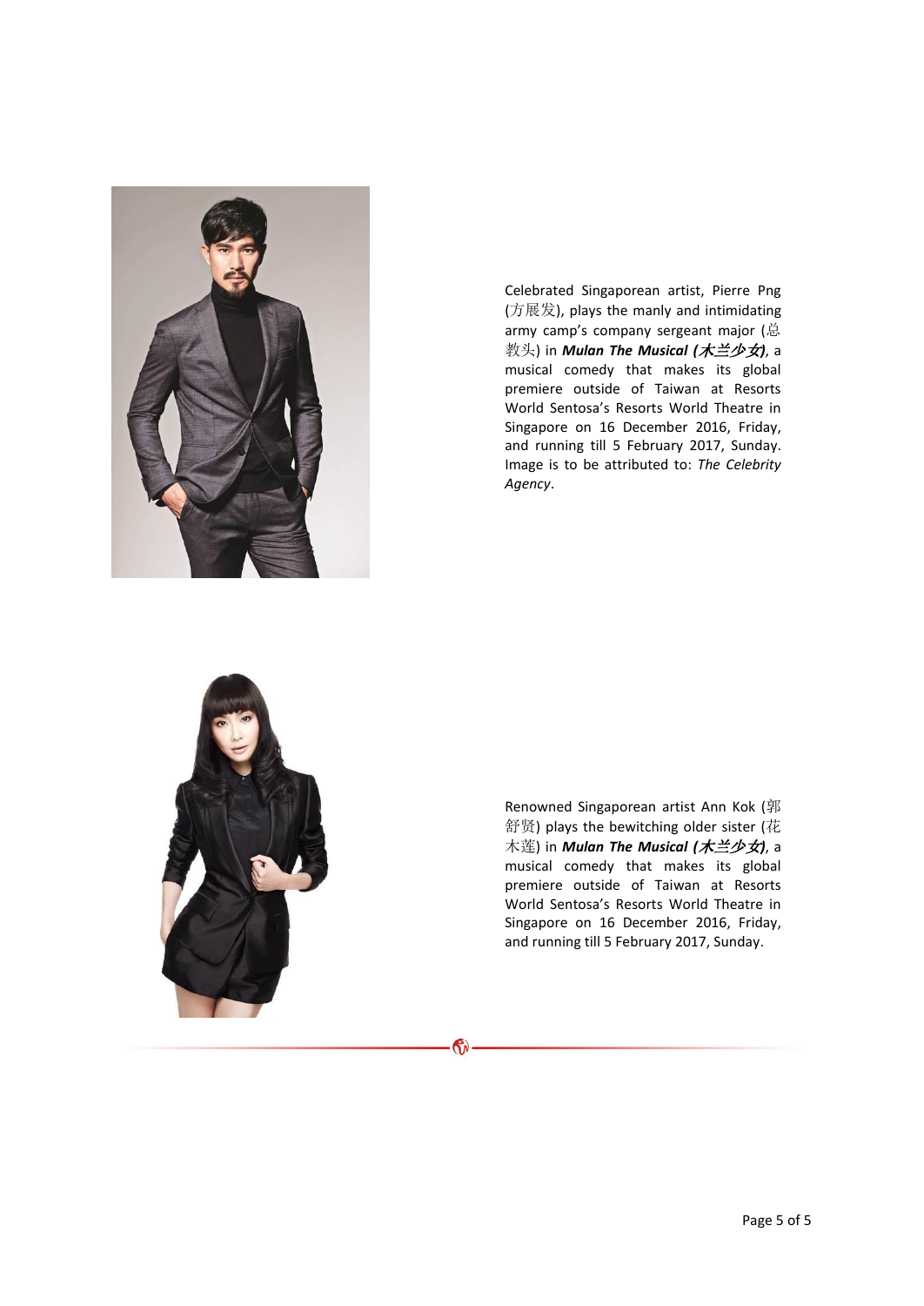Celebrated Singaporean artist, Pierre Png (方展发), plays the manly and intimidating army camp's company sergeant major (总教头) in ***Mulan The Musical (木兰少女)***, a musical comedy that makes its global premiere outside of Taiwan at Resorts World Sentosa's Resorts World Theatre in Singapore on 16 December 2016, Friday, and running till 5 February 2017, Sunday. Image is to be attributed to: *The Celebrity Agency*.

Renowned Singaporean artist Ann Kok (郭舒贤) plays the bewitching older sister (花木莲) in ***Mulan The Musical (木兰少女)***, a musical comedy that makes its global premiere outside of Taiwan at Resorts World Sentosa's Resorts World Theatre in Singapore on 16 December 2016, Friday, and running till 5 February 2017, Sunday.